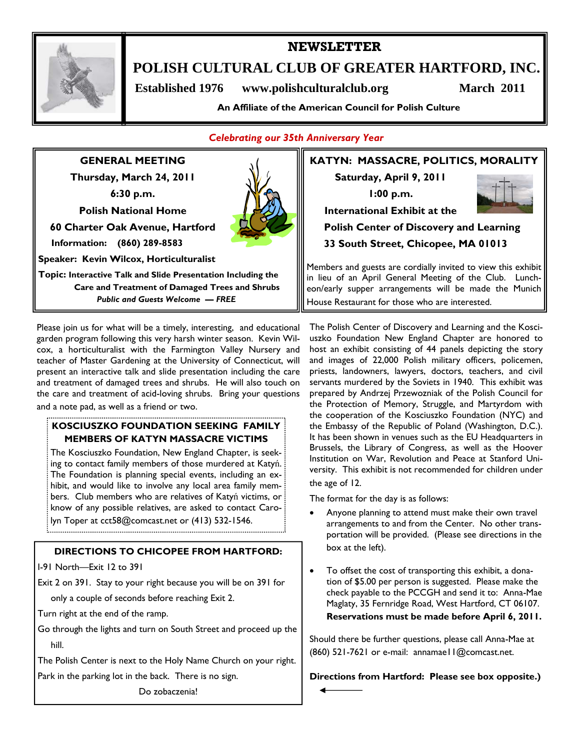# NEWSLETTER

# POLISH CULTURAL CLUB OF GREATER HARTFORD, INC.

**Established 1976 www.polishculturalclub.org March 2011**

**An Affiliate of the American Council for Polish Culture**

*Celebrating our 35th Anniversary Year*

## GENERAL MEETING

**Thursday, March 24, 2011**

**6:30 p.m.**

**Polish National Home**

**60 Charter Oak Avenue, Hartford**

**Information: (860) 289-8583**

**Speaker: Kevin Wilcox, Horticulturalist**

**Topic: Interactive Talk and Slide Presentation Including the Care and Treatment of Damaged Trees and Shrubs**

***Public and Guests Welcome — FREE***

Please join us for what will be a timely, interesting, and educational garden program following this very harsh winter season. Kevin Wilcox, a horticulturalist with the Farmington Valley Nursery and teacher of Master Gardening at the University of Connecticut, will present an interactive talk and slide presentation including the care and treatment of damaged trees and shrubs. He will also touch on the care and treatment of acid-loving shrubs. Bring your questions and a note pad, as well as a friend or two.

### KOSCIUSZKO FOUNDATION SEEKING FAMILY MEMBERS OF KATYN MASSACRE VICTIMS

The Kosciuszko Foundation, New England Chapter, is seeking to contact family members of those murdered at Katyń. The Foundation is planning special events, including an exhibit, and would like to involve any local area family members. Club members who are relatives of Katyń victims, or know of any possible relatives, are asked to contact Carolyn Toper at cct58@comcast.net or (413) 532-1546.

### DIRECTIONS TO CHICOPEE FROM HARTFORD:

I-91 North—Exit 12 to 391

Exit 2 on 391. Stay to your right because you will be on 391 for only a couple of seconds before reaching Exit 2.

Turn right at the end of the ramp.

Go through the lights and turn on South Street and proceed up the hill.

The Polish Center is next to the Holy Name Church on your right.

Park in the parking lot in the back. There is no sign.

Do zobaczenia!

## KATYN: MASSACRE, POLITICS, MORALITY

**Saturday, April 9, 2011**

**1:00 p.m.**

**International Exhibit at the Polish Center of Discovery and Learning**

**33 South Street, Chicopee, MA 01013**

Members and guests are cordially invited to view this exhibit in lieu of an April General Meeting of the Club. Luncheon/early supper arrangements will be made the Munich House Restaurant for those who are interested.

The Polish Center of Discovery and Learning and the Kosciuszko Foundation New England Chapter are honored to host an exhibit consisting of 44 panels depicting the story and images of 22,000 Polish military officers, policemen, priests, landowners, lawyers, doctors, teachers, and civil servants murdered by the Soviets in 1940. This exhibit was prepared by Andrzej Przewozniak of the Polish Council for the Protection of Memory, Struggle, and Martyrdom with the cooperation of the Kosciuszko Foundation (NYC) and the Embassy of the Republic of Poland (Washington, D.C.). It has been shown in venues such as the EU Headquarters in Brussels, the Library of Congress, as well as the Hoover Institution on War, Revolution and Peace at Stanford University. This exhibit is not recommended for children under the age of 12.

The format for the day is as follows:

- Anyone planning to attend must make their own travel arrangements to and from the Center. No other transportation will be provided. (Please see directions in the box at the left).
- To offset the cost of transporting this exhibit, a donation of $5.00 per person is suggested. Please make the check payable to the PCCGH and send it to: Anna-Mae Maglaty, 35 Fernridge Road, West Hartford, CT 06107. **Reservations must be made before April 6, 2011.**

Should there be further questions, please call Anna-Mae at (860) 521-7621 or e-mail: annamae11@comcast.net.

**Directions from Hartford: Please see box opposite.)**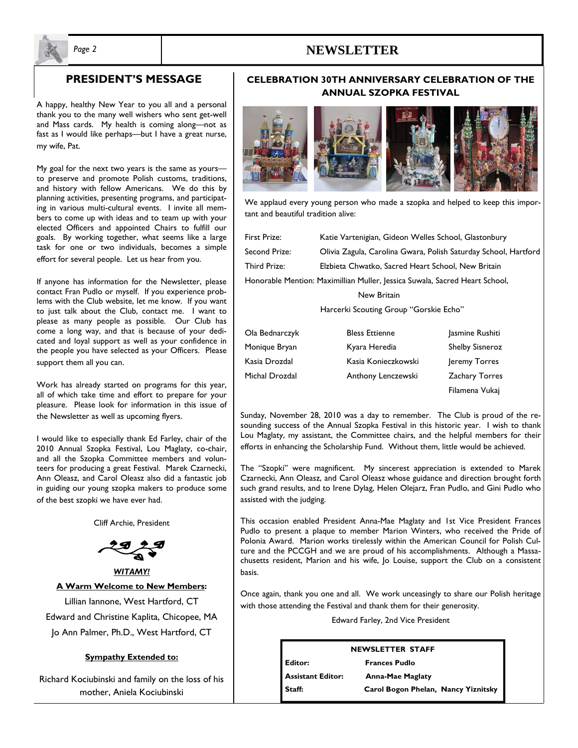## PRESIDENT'S MESSAGE

A happy, healthy New Year to you all and a personal thank you to the many well wishers who sent get-well and Mass cards. My health is coming along—not as fast as I would like perhaps—but I have a great nurse, my wife, Pat.

My goal for the next two years is the same as yours—to preserve and promote Polish customs, traditions, and history with fellow Americans. We do this by planning activities, presenting programs, and participating in various multi-cultural events. I invite all members to come up with ideas and to team up with your elected Officers and appointed Chairs to fulfill our goals. By working together, what seems like a large task for one or two individuals, becomes a simple effort for several people. Let us hear from you.

If anyone has information for the Newsletter, please contact Fran Pudlo or myself. If you experience problems with the Club website, let me know. If you want to just talk about the Club, contact me. I want to please as many people as possible. Our Club has come a long way, and that is because of your dedicated and loyal support as well as your confidence in the people you have selected as your Officers. Please support them all you can.

Work has already started on programs for this year, all of which take time and effort to prepare for your pleasure. Please look for information in this issue of the Newsletter as well as upcoming flyers.

I would like to especially thank Ed Farley, chair of the 2010 Annual Szopka Festival, Lou Maglaty, co-chair, and all the Szopka Committee members and volunteers for producing a great Festival. Marek Czarnecki, Ann Oleasz, and Carol Oleasz also did a fantastic job in guiding our young szopka makers to produce some of the best szopki we have ever had.

Cliff Archie, President

***WITAMY!***

**A Warm Welcome to New Members:**

Lillian Iannone, West Hartford, CT

Edward and Christine Kaplita, Chicopee, MA

Jo Ann Palmer, Ph.D., West Hartford, CT

**Sympathy Extended to:**

Richard Kociubinski and family on the loss of his mother, Aniela Kociubinski

## CELEBRATION 30TH ANNIVERSARY CELEBRATION OF THE ANNUAL SZOPKA FESTIVAL

We applaud every young person who made a szopka and helped to keep this important and beautiful tradition alive:

First Prize: Katie Vartenigian, Gideon Welles School, Glastonbury

Second Prize: Olivia Zagula, Carolina Gwara, Polish Saturday School, Hartford

Third Prize: Elzbieta Chwatko, Sacred Heart School, New Britain

Honorable Mention: Maximillian Muller, Jessica Suwala, Sacred Heart School, New Britain

Harcerki Scouting Group "Gorskie Echo"

| | | |
|---|---|---|
| Ola Bednarczyk | Bless Ettienne | Jasmine Rushiti |
| Monique Bryan | Kyara Heredia | Shelby Sisneroz |
| Kasia Drozdal | Kasia Konieczkowski | Jeremy Torres |
| Michal Drozdal | Anthony Lenczewski | Zachary Torres |
| | | Filamena Vukaj |

Sunday, November 28, 2010 was a day to remember. The Club is proud of the resounding success of the Annual Szopka Festival in this historic year. I wish to thank Lou Maglaty, my assistant, the Committee chairs, and the helpful members for their efforts in enhancing the Scholarship Fund. Without them, little would be achieved.

The "Szopki" were magnificent. My sincerest appreciation is extended to Marek Czarnecki, Ann Oleasz, and Carol Oleasz whose guidance and direction brought forth such grand results, and to Irene Dylag, Helen Olejarz, Fran Pudlo, and Gini Pudlo who assisted with the judging.

This occasion enabled President Anna-Mae Maglaty and 1st Vice President Frances Pudlo to present a plaque to member Marion Winters, who received the Pride of Polonia Award. Marion works tirelessly within the American Council for Polish Culture and the PCCGH and we are proud of his accomplishments. Although a Massachusetts resident, Marion and his wife, Jo Louise, support the Club on a consistent basis.

Once again, thank you one and all. We work unceasingly to share our Polish heritage with those attending the Festival and thank them for their generosity.

Edward Farley, 2nd Vice President

**NEWSLETTER STAFF**

**Editor:** Frances Pudlo

**Assistant Editor:** Anna-Mae Maglaty

**Staff:** Carol Bogon Phelan, Nancy Yiznitsky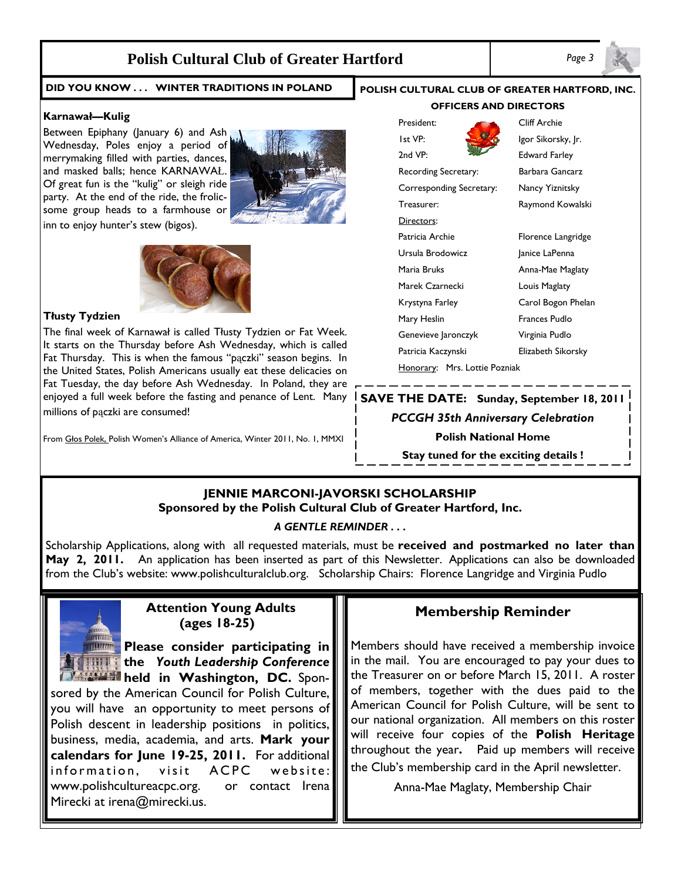## DID YOU KNOW . . . WINTER TRADITIONS IN POLAND

### Karnawał—Kulig

Between Epiphany (January 6) and Ash Wednesday, Poles enjoy a period of merrymaking filled with parties, dances, and masked balls; hence KARNAWAŁ. Of great fun is the "kulig" or sleigh ride party. At the end of the ride, the frolicsome group heads to a farmhouse or inn to enjoy hunter's stew (bigos).

### Tłusty Tydzien

The final week of Karnawał is called Tłusty Tydzien or Fat Week. It starts on the Thursday before Ash Wednesday, which is called Fat Thursday. This is when the famous "pączki" season begins. In the United States, Polish Americans usually eat these delicacies on Fat Tuesday, the day before Ash Wednesday. In Poland, they are enjoyed a full week before the fasting and penance of Lent. Many millions of pączki are consumed!

From Głos Polek, Polish Women's Alliance of America, Winter 2011, No. 1, MMXI

## POLISH CULTURAL CLUB OF GREATER HARTFORD, INC.

### OFFICERS AND DIRECTORS

| | |
|---|---|
| President: | Cliff Archie |
| 1st VP: | Igor Sikorsky, Jr. |
| 2nd VP: | Edward Farley |
| Recording Secretary: | Barbara Gancarz |
| Corresponding Secretary: | Nancy Yiznitsky |
| Treasurer: | Raymond Kowalski |

Directors:

| | |
|---|---|
| Patricia Archie | Florence Langridge |
| Ursula Brodowicz | Janice LaPenna |
| Maria Bruks | Anna-Mae Maglaty |
| Marek Czarnecki | Louis Maglaty |
| Krystyna Farley | Carol Bogon Phelan |
| Mary Heslin | Frances Pudlo |
| Genevieve Jaronczyk | Virginia Pudlo |
| Patricia Kaczynski | Elizabeth Sikorsky |

Honorary: Mrs. Lottie Pozniak

**SAVE THE DATE: Sunday, September 18, 2011**

***PCCGH 35th Anniversary Celebration***

**Polish National Home**

**Stay tuned for the exciting details !**

## JENNIE MARCONI-JAVORSKI SCHOLARSHIP
### Sponsored by the Polish Cultural Club of Greater Hartford, Inc.

***A GENTLE REMINDER . . .***

Scholarship Applications, along with all requested materials, must be **received and postmarked no later than May 2, 2011.** An application has been inserted as part of this Newsletter. Applications can also be downloaded from the Club's website: www.polishculturalclub.org. Scholarship Chairs: Florence Langridge and Virginia Pudlo

## Attention Young Adults (ages 18-25)

**Please consider participating in the *Youth Leadership Conference* held in Washington, DC.** Sponsored by the American Council for Polish Culture, you will have an opportunity to meet persons of Polish descent in leadership positions in politics, business, media, academia, and arts. **Mark your calendars for June 19-25, 2011.** For additional information, visit ACPC website: www.polishcultureacpc.org. or contact Irena Mirecki at irena@mirecki.us.

## Membership Reminder

Members should have received a membership invoice in the mail. You are encouraged to pay your dues to the Treasurer on or before March 15, 2011. A roster of members, together with the dues paid to the American Council for Polish Culture, will be sent to our national organization. All members on this roster will receive four copies of the **Polish Heritage** throughout the year**.** Paid up members will receive the Club's membership card in the April newsletter.

Anna-Mae Maglaty, Membership Chair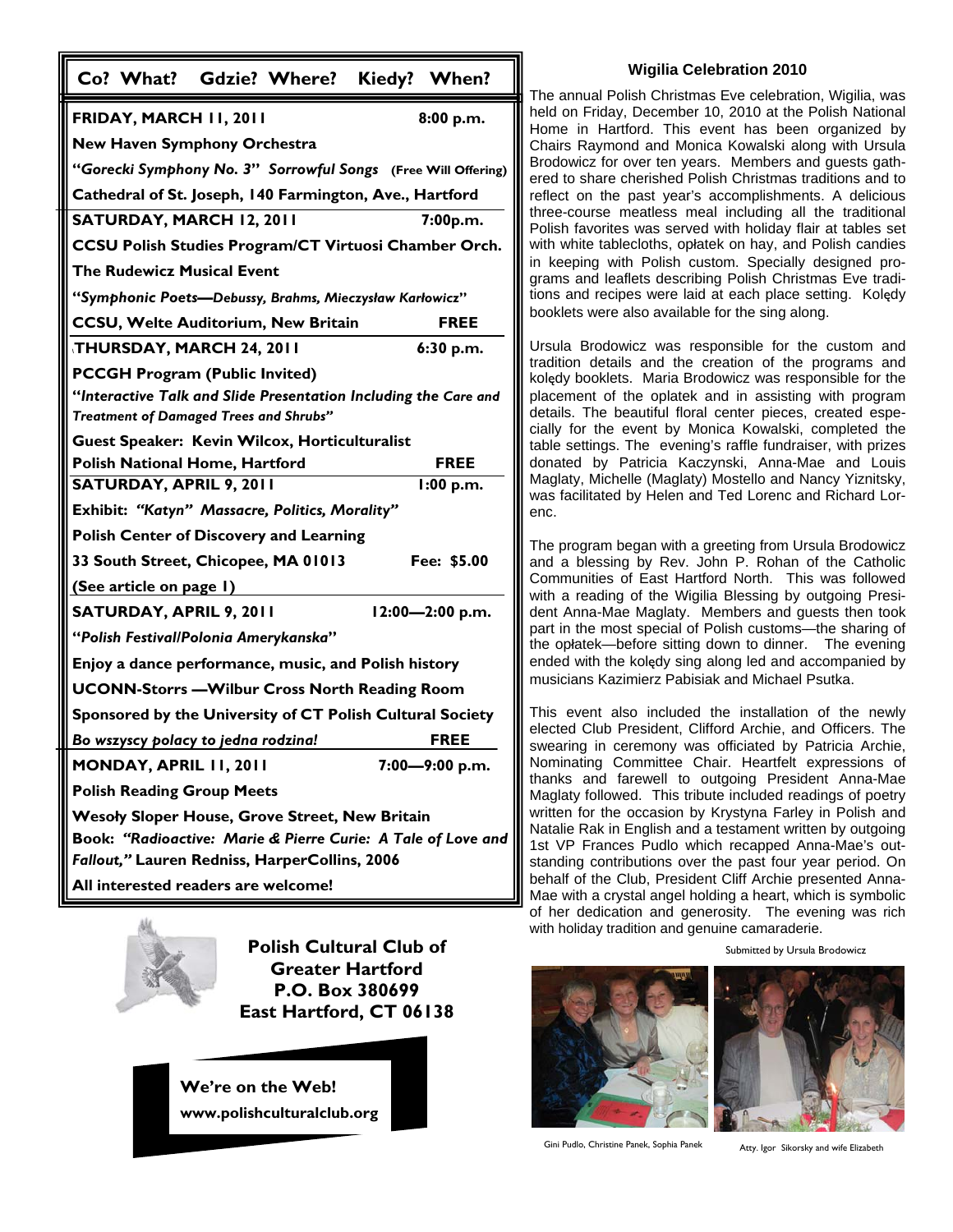## Co? What? Gdzie? Where? Kiedy? When?

**FRIDAY, MARCH 11, 2011** — **8:00 p.m.**

**New Haven Symphony Orchestra**

**"*Gorecki Symphony No. 3" Sorrowful Songs* (Free Will Offering)**

**Cathedral of St. Joseph, 140 Farmington, Ave., Hartford**

**SATURDAY, MARCH 12, 2011** — **7:00p.m.**

**CCSU Polish Studies Program/CT Virtuosi Chamber Orch.**

**The Rudewicz Musical Event**

**"*Symphonic Poets—Debussy, Brahms, Mieczysław Karłowicz*"**

**CCSU, Welte Auditorium, New Britain** — **FREE**

**THURSDAY, MARCH 24, 2011** — **6:30 p.m.**

**PCCGH Program (Public Invited)**

**"*Interactive Talk and Slide Presentation Including the Care and Treatment of Damaged Trees and Shrubs*"**

**Guest Speaker: Kevin Wilcox, Horticulturalist**

**Polish National Home, Hartford** — **FREE**

**SATURDAY, APRIL 9, 2011** — **1:00 p.m.**

**Exhibit: *"Katyn" Massacre, Politics, Morality*"**

**Polish Center of Discovery and Learning**

**33 South Street, Chicopee, MA 01013** — **Fee: $5.00**

**(See article on page 1)**

**SATURDAY, APRIL 9, 2011** — **12:00—2:00 p.m.**

**"*Polish Festival/Polonia Amerykanska*"**

**Enjoy a dance performance, music, and Polish history**

**UCONN-Storrs —Wilbur Cross North Reading Room**

**Sponsored by the University of CT Polish Cultural Society**

***Bo wszyscy polacy to jedna rodzina!*** — **FREE**

**MONDAY, APRIL 11, 2011** — **7:00—9:00 p.m.**

**Polish Reading Group Meets**

**Wesoły Sloper House, Grove Street, New Britain**

**Book: *"Radioactive: Marie & Pierre Curie: A Tale of Love and Fallout,"* Lauren Redniss, HarperCollins, 2006**

**All interested readers are welcome!**

**Polish Cultural Club of Greater Hartford**
**P.O. Box 380699**
**East Hartford, CT 06138**

**We're on the Web!**
**www.polishculturalclub.org**

### Wigilia Celebration 2010

The annual Polish Christmas Eve celebration, Wigilia, was held on Friday, December 10, 2010 at the Polish National Home in Hartford. This event has been organized by Chairs Raymond and Monica Kowalski along with Ursula Brodowicz for over ten years. Members and guests gathered to share cherished Polish Christmas traditions and to reflect on the past year's accomplishments. A delicious three-course meatless meal including all the traditional Polish favorites was served with holiday flair at tables set with white tablecloths, opłatek on hay, and Polish candies in keeping with Polish custom. Specially designed programs and leaflets describing Polish Christmas Eve traditions and recipes were laid at each place setting. Kolędy booklets were also available for the sing along.

Ursula Brodowicz was responsible for the custom and tradition details and the creation of the programs and kolędy booklets. Maria Brodowicz was responsible for the placement of the oplatek and in assisting with program details. The beautiful floral center pieces, created especially for the event by Monica Kowalski, completed the table settings. The evening's raffle fundraiser, with prizes donated by Patricia Kaczynski, Anna-Mae and Louis Maglaty, Michelle (Maglaty) Mostello and Nancy Yiznitsky, was facilitated by Helen and Ted Lorenc and Richard Lorenc.

The program began with a greeting from Ursula Brodowicz and a blessing by Rev. John P. Rohan of the Catholic Communities of East Hartford North. This was followed with a reading of the Wigilia Blessing by outgoing President Anna-Mae Maglaty. Members and guests then took part in the most special of Polish customs—the sharing of the opłatek—before sitting down to dinner. The evening ended with the kolędy sing along led and accompanied by musicians Kazimierz Pabisiak and Michael Psutka.

This event also included the installation of the newly elected Club President, Clifford Archie, and Officers. The swearing in ceremony was officiated by Patricia Archie, Nominating Committee Chair. Heartfelt expressions of thanks and farewell to outgoing President Anna-Mae Maglaty followed. This tribute included readings of poetry written for the occasion by Krystyna Farley in Polish and Natalie Rak in English and a testament written by outgoing 1st VP Frances Pudlo which recapped Anna-Mae's outstanding contributions over the past four year period. On behalf of the Club, President Cliff Archie presented Anna-Mae with a crystal angel holding a heart, which is symbolic of her dedication and generosity. The evening was rich with holiday tradition and genuine camaraderie.

Submitted by Ursula Brodowicz

Gini Pudlo, Christine Panek, Sophia Panek

Atty. Igor Sikorsky and wife Elizabeth